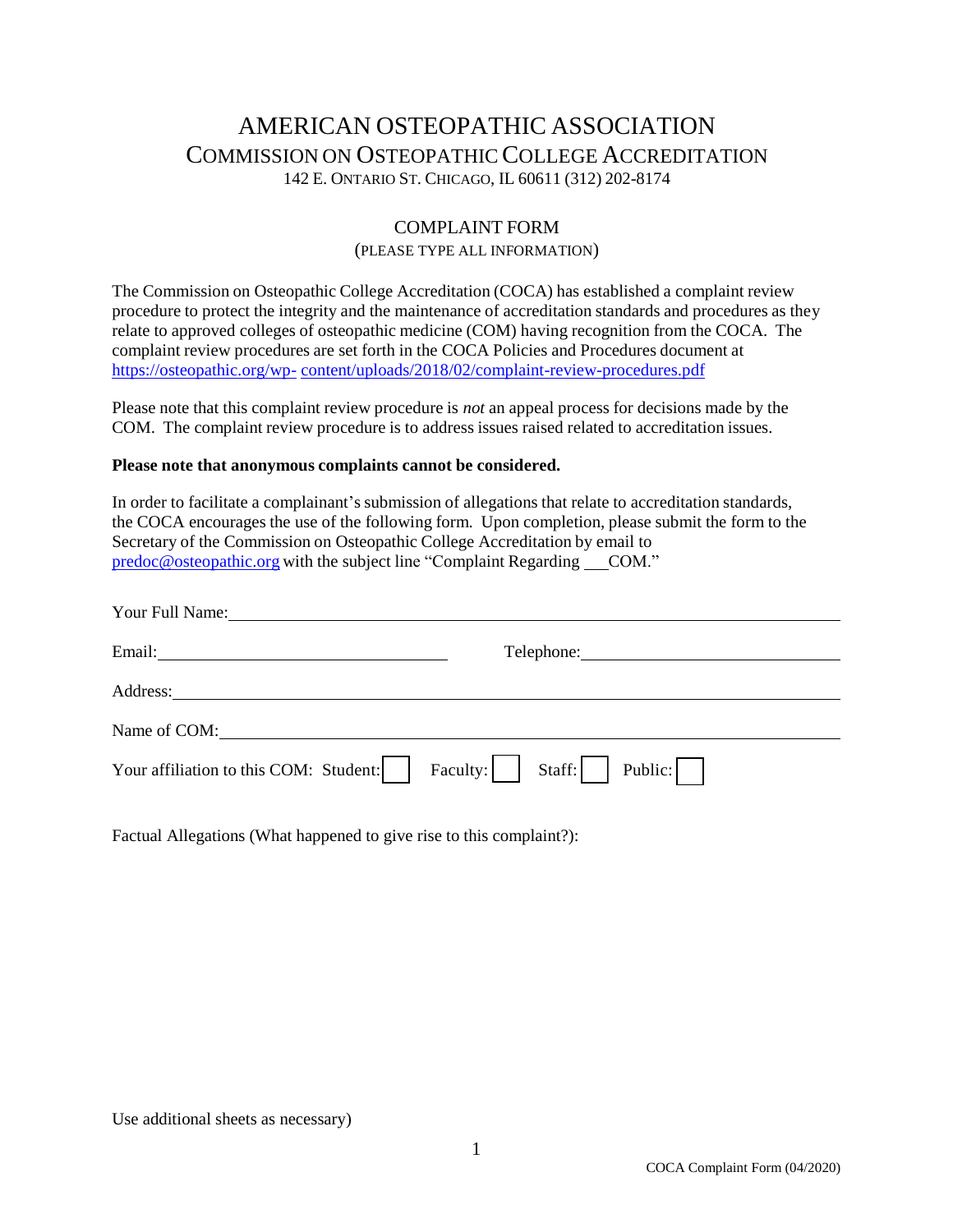# AMERICAN OSTEOPATHIC ASSOCIATION

## COMMISSION ON OSTEOPATHIC COLLEGE ACCREDITATION

142 E. ONTARIO ST. CHICAGO, IL 60611 (312) 202-8174

## COMPLAINT FORM

(PLEASE TYPE ALL INFORMATION)

The Commission on Osteopathic College Accreditation (COCA) has established a complaint review procedure to protect the integrity and the maintenance of accreditation standards and procedures as they relate to approved colleges of osteopathic medicine (COM) having recognition from the COCA. The complaint review procedures are set forth in the COCA Policies and Procedures document at https://osteopathic.org/wp- content/uploads/2018/02/complaint-review-procedures.pdf

Please note that this complaint review procedure is *not* an appeal process for decisions made by the COM. The complaint review procedure is to address issues raised related to accreditation issues.

**Please note that anonymous complaints cannot be considered.**

In order to facilitate a complainant's submission of allegations that relate to accreditation standards, the COCA encourages the use of the following form. Upon completion, please submit the form to the Secretary of the Commission on Osteopathic College Accreditation by email to predoc@osteopathic.org with the subject line "Complaint Regarding \_\_\_COM."

Your Full Name: ______________________________________________

Email: ____________________________ Telephone: ____________________________

Address: ______________________________________________

Name of COM: ______________________________________________

Your affiliation to this COM: Student: ☐ Faculty: ☐ Staff: ☐ Public: ☐

Factual Allegations (What happened to give rise to this complaint?):

Use additional sheets as necessary)

COCA Complaint Form (04/2020)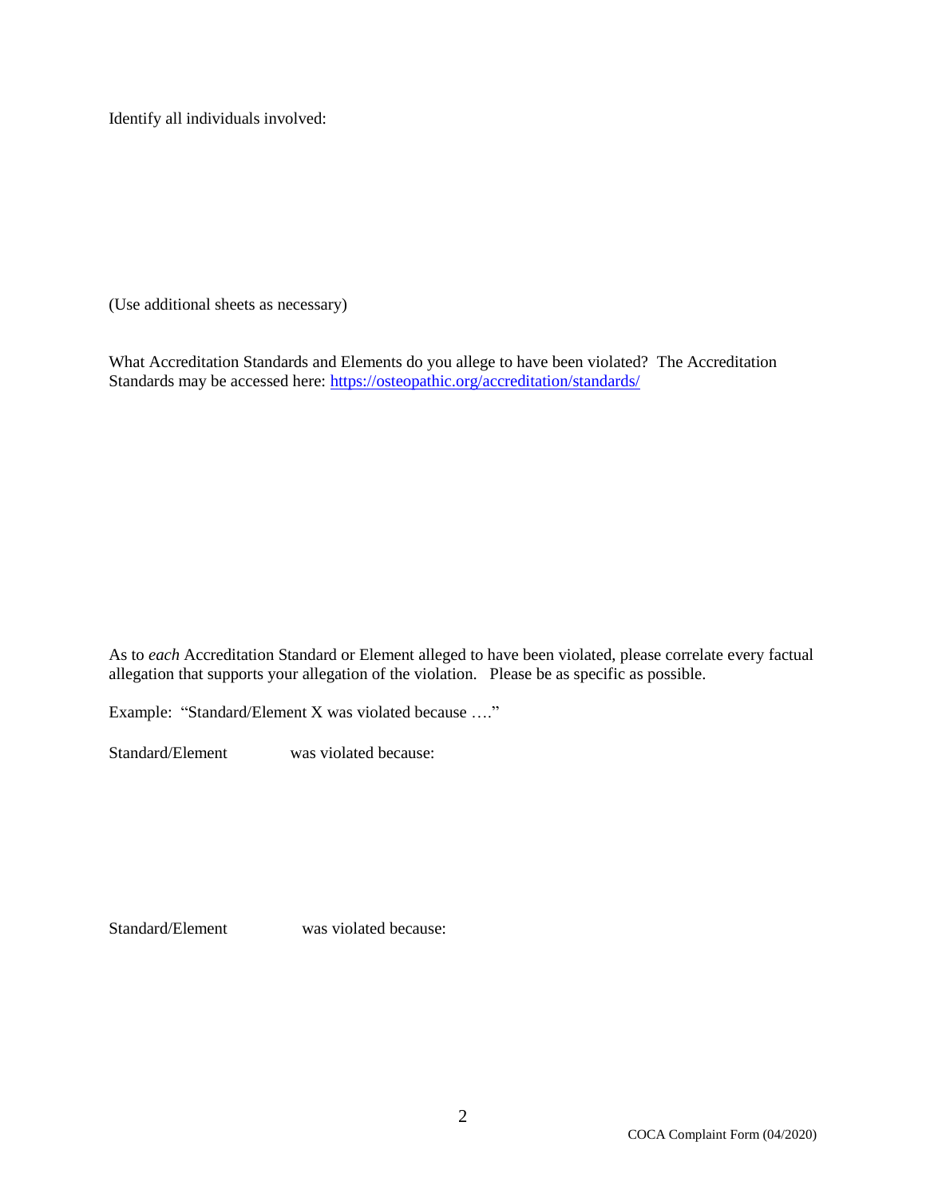Identify all individuals involved:

(Use additional sheets as necessary)

What Accreditation Standards and Elements do you allege to have been violated? The Accreditation Standards may be accessed here: [https://osteopathic.org/accreditation/standards/](https://osteopathic.org/accreditation/standards/)

As to *each* Accreditation Standard or Element alleged to have been violated, please correlate every factual allegation that supports your allegation of the violation. Please be as specific as possible.

Example: "Standard/Element X was violated because …."

Standard/Element was violated because:

Standard/Element was violated because: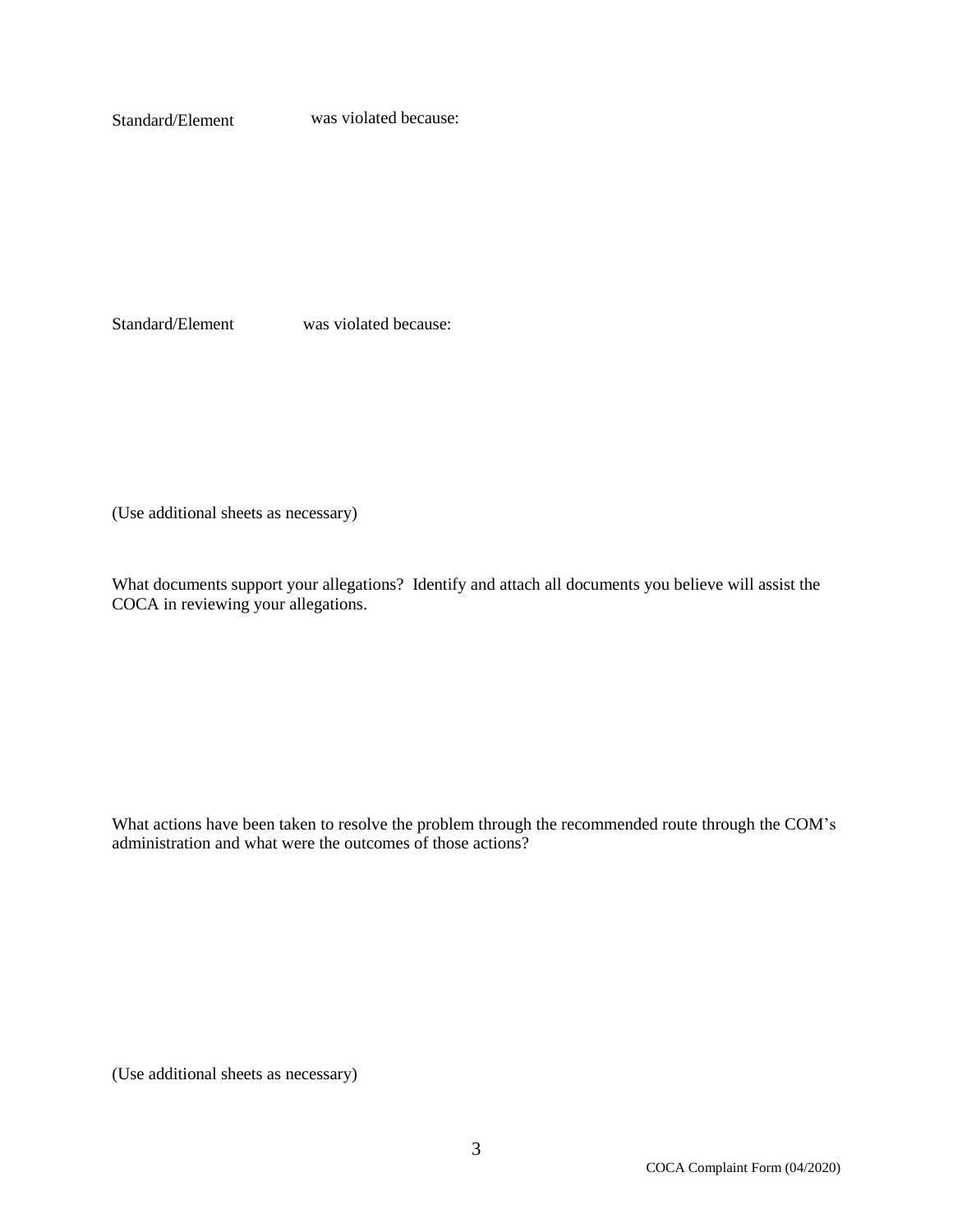Standard/Element was violated because:

Standard/Element was violated because:

(Use additional sheets as necessary)

What documents support your allegations? Identify and attach all documents you believe will assist the COCA in reviewing your allegations.

What actions have been taken to resolve the problem through the recommended route through the COM's administration and what were the outcomes of those actions?

(Use additional sheets as necessary)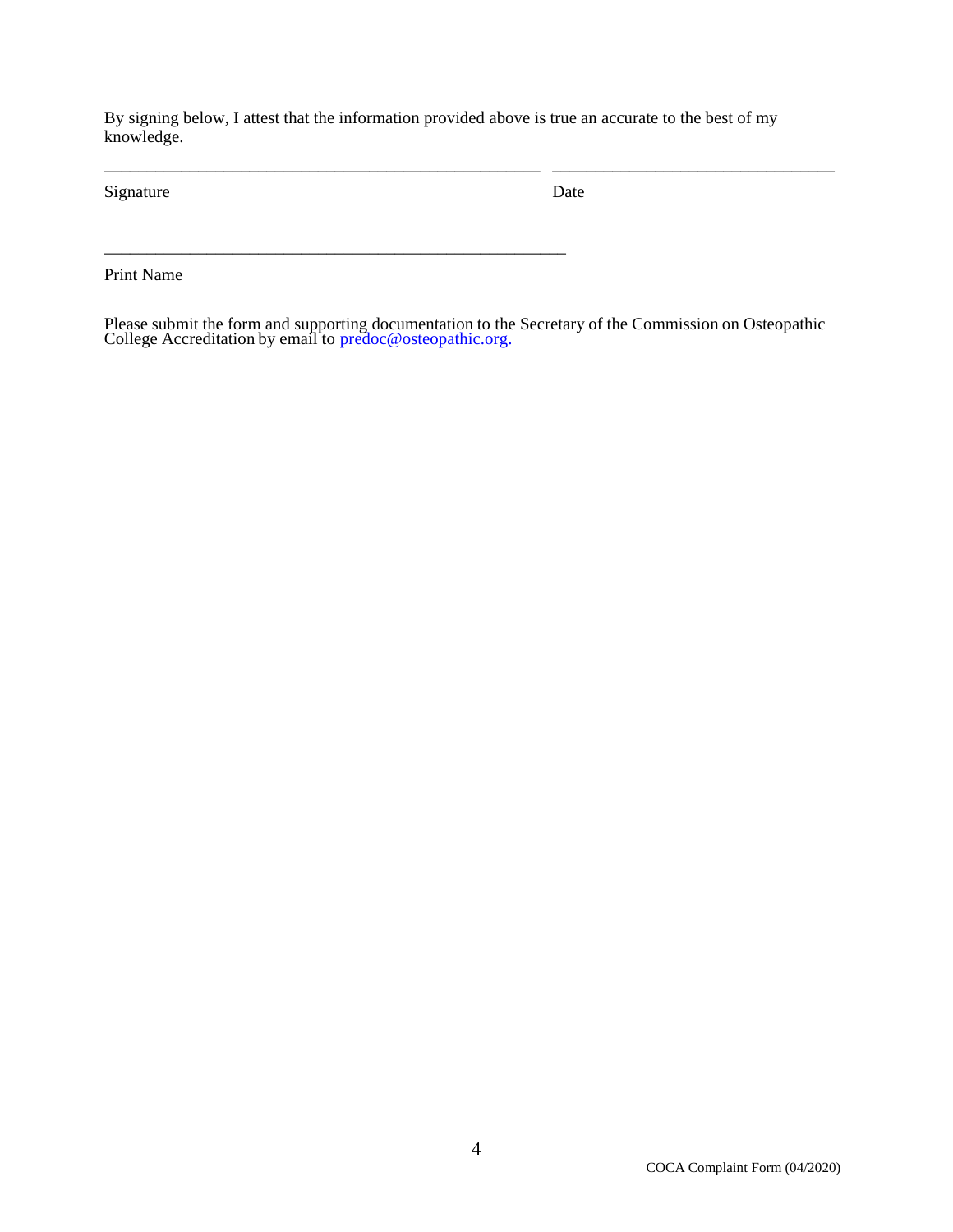By signing below, I attest that the information provided above is true an accurate to the best of my knowledge.

\_\_\_\_\_\_\_\_\_\_\_\_\_\_\_\_\_\_\_\_\_\_\_\_\_\_\_\_\_\_\_\_\_\_\_\_\_\_\_\_\_\_\_\_\_\_\_\_\_\_\_\_ \_\_\_\_\_\_\_\_\_\_\_\_\_\_\_\_\_\_\_\_\_\_\_\_\_\_\_\_\_\_\_\_\_\_\_\_

Signature Date

\_\_\_\_\_\_\_\_\_\_\_\_\_\_\_\_\_\_\_\_\_\_\_\_\_\_\_\_\_\_\_\_\_\_\_\_\_\_\_\_\_\_\_\_\_\_\_\_\_\_\_\_\_\_\_\_

Print Name

Please submit the form and supporting documentation to the Secretary of the Commission on Osteopathic College Accreditation by email to predoc@osteopathic.org.